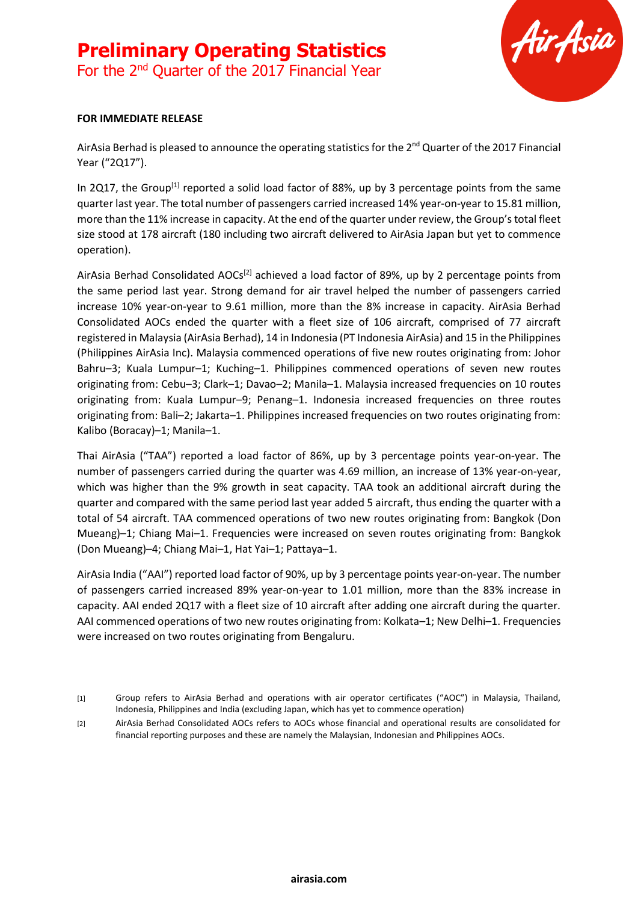# Preliminary Operating Statistics

For the 2nd Quarter of the 2017 Financial Year

**FOR IMMEDIATE RELEASE**

AirAsia Berhad is pleased to announce the operating statistics for the 2nd Quarter of the 2017 Financial Year ("2Q17").

In 2Q17, the Group[1] reported a solid load factor of 88%, up by 3 percentage points from the same quarter last year. The total number of passengers carried increased 14% year-on-year to 15.81 million, more than the 11% increase in capacity. At the end of the quarter under review, the Group's total fleet size stood at 178 aircraft (180 including two aircraft delivered to AirAsia Japan but yet to commence operation).

AirAsia Berhad Consolidated AOCs[2] achieved a load factor of 89%, up by 2 percentage points from the same period last year. Strong demand for air travel helped the number of passengers carried increase 10% year-on-year to 9.61 million, more than the 8% increase in capacity. AirAsia Berhad Consolidated AOCs ended the quarter with a fleet size of 106 aircraft, comprised of 77 aircraft registered in Malaysia (AirAsia Berhad), 14 in Indonesia (PT Indonesia AirAsia) and 15 in the Philippines (Philippines AirAsia Inc). Malaysia commenced operations of five new routes originating from: Johor Bahru–3; Kuala Lumpur–1; Kuching–1. Philippines commenced operations of seven new routes originating from: Cebu–3; Clark–1; Davao–2; Manila–1. Malaysia increased frequencies on 10 routes originating from: Kuala Lumpur–9; Penang–1. Indonesia increased frequencies on three routes originating from: Bali–2; Jakarta–1. Philippines increased frequencies on two routes originating from: Kalibo (Boracay)–1; Manila–1.

Thai AirAsia ("TAA") reported a load factor of 86%, up by 3 percentage points year-on-year. The number of passengers carried during the quarter was 4.69 million, an increase of 13% year-on-year, which was higher than the 9% growth in seat capacity. TAA took an additional aircraft during the quarter and compared with the same period last year added 5 aircraft, thus ending the quarter with a total of 54 aircraft. TAA commenced operations of two new routes originating from: Bangkok (Don Mueang)–1; Chiang Mai–1. Frequencies were increased on seven routes originating from: Bangkok (Don Mueang)–4; Chiang Mai–1, Hat Yai–1; Pattaya–1.

AirAsia India ("AAI") reported load factor of 90%, up by 3 percentage points year-on-year. The number of passengers carried increased 89% year-on-year to 1.01 million, more than the 83% increase in capacity. AAI ended 2Q17 with a fleet size of 10 aircraft after adding one aircraft during the quarter. AAI commenced operations of two new routes originating from: Kolkata–1; New Delhi–1. Frequencies were increased on two routes originating from Bengaluru.

[1] Group refers to AirAsia Berhad and operations with air operator certificates ("AOC") in Malaysia, Thailand, Indonesia, Philippines and India (excluding Japan, which has yet to commence operation)

[2] AirAsia Berhad Consolidated AOCs refers to AOCs whose financial and operational results are consolidated for financial reporting purposes and these are namely the Malaysian, Indonesian and Philippines AOCs.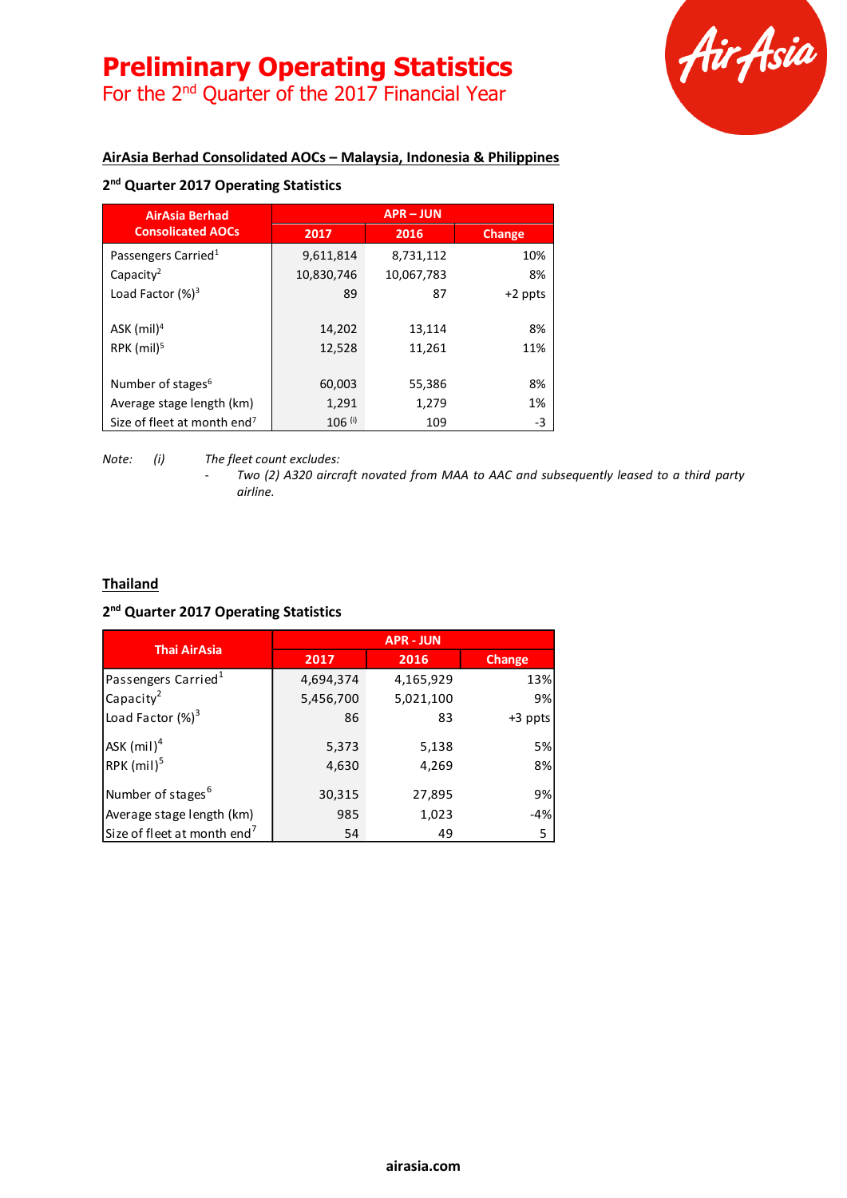# Preliminary Operating Statistics

For the 2nd Quarter of the 2017 Financial Year

## AirAsia Berhad Consolidated AOCs – Malaysia, Indonesia & Philippines

### 2nd Quarter 2017 Operating Statistics

| AirAsia Berhad Consolicated AOCs | APR – JUN | | |
|---|---|---|---|
| | 2017 | 2016 | Change |
| Passengers Carried[1] | 9,611,814 | 8,731,112 | 10% |
| Capacity[2] | 10,830,746 | 10,067,783 | 8% |
| Load Factor (%)[3] | 89 | 87 | +2 ppts |
| ASK (mil)[4] | 14,202 | 13,114 | 8% |
| RPK (mil)[5] | 12,528 | 11,261 | 11% |
| Number of stages[6] | 60,003 | 55,386 | 8% |
| Average stage length (km) | 1,291 | 1,279 | 1% |
| Size of fleet at month end[7] | 106 (i) | 109 | -3 |

*Note: (i) The fleet count excludes:*

- *Two (2) A320 aircraft novated from MAA to AAC and subsequently leased to a third party airline.*

## Thailand

### 2nd Quarter 2017 Operating Statistics

| Thai AirAsia | APR - JUN | | |
|---|---|---|---|
| | 2017 | 2016 | Change |
| Passengers Carried[1] | 4,694,374 | 4,165,929 | 13% |
| Capacity[2] | 5,456,700 | 5,021,100 | 9% |
| Load Factor (%)[3] | 86 | 83 | +3 ppts |
| ASK (mil)[4] | 5,373 | 5,138 | 5% |
| RPK (mil)[5] | 4,630 | 4,269 | 8% |
| Number of stages[6] | 30,315 | 27,895 | 9% |
| Average stage length (km) | 985 | 1,023 | -4% |
| Size of fleet at month end[7] | 54 | 49 | 5 |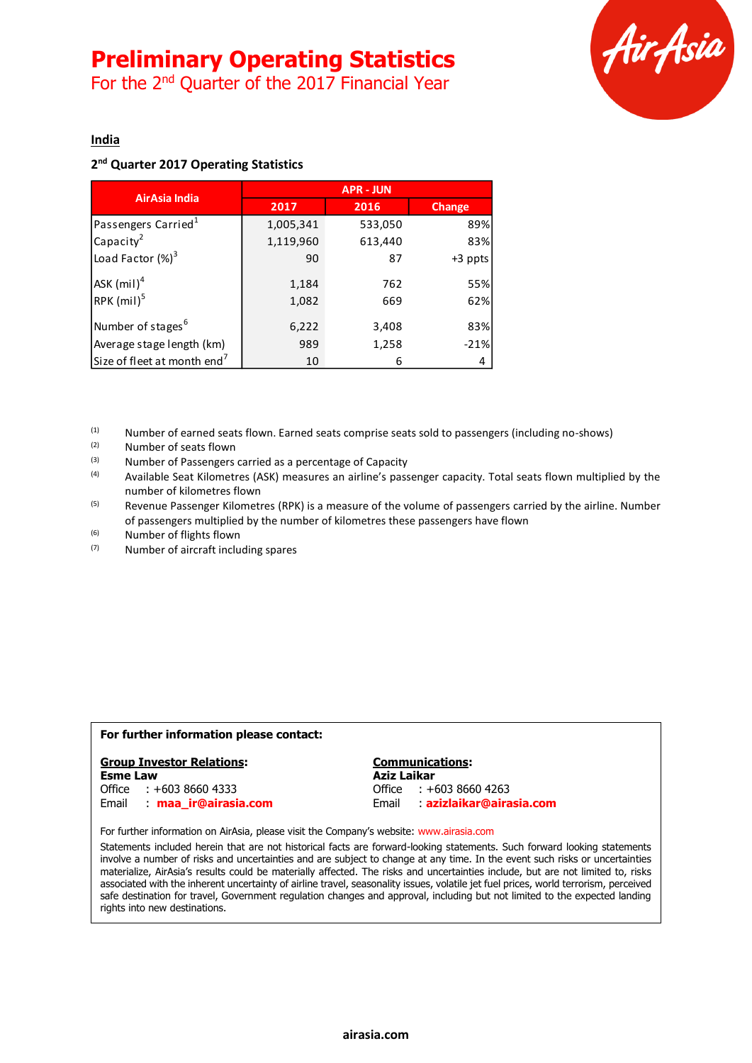# Preliminary Operating Statistics

For the 2nd Quarter of the 2017 Financial Year

## India

### 2nd Quarter 2017 Operating Statistics

| AirAsia India | APR - JUN | | |
|---|---|---|---|
| | 2017 | 2016 | Change |
| Passengers Carried[1] | 1,005,341 | 533,050 | 89% |
| Capacity[2] | 1,119,960 | 613,440 | 83% |
| Load Factor (%)[3] | 90 | 87 | +3 ppts |
| ASK (mil)[4] | 1,184 | 762 | 55% |
| RPK (mil)[5] | 1,082 | 669 | 62% |
| Number of stages[6] | 6,222 | 3,408 | 83% |
| Average stage length (km) | 989 | 1,258 | -21% |
| Size of fleet at month end[7] | 10 | 6 | 4 |

(1) Number of earned seats flown. Earned seats comprise seats sold to passengers (including no-shows)

(2) Number of seats flown

(3) Number of Passengers carried as a percentage of Capacity

(4) Available Seat Kilometres (ASK) measures an airline's passenger capacity. Total seats flown multiplied by the number of kilometres flown

(5) Revenue Passenger Kilometres (RPK) is a measure of the volume of passengers carried by the airline. Number of passengers multiplied by the number of kilometres these passengers have flown

(6) Number of flights flown

(7) Number of aircraft including spares

**For further information please contact:**

**Group Investor Relations:**
**Esme Law**
Office : +603 8660 4333
Email : **maa_ir@airasia.com**

**Communications:**
**Aziz Laikar**
Office : +603 8660 4263
Email : **azizlaikar@airasia.com**

For further information on AirAsia, please visit the Company's website: www.airasia.com

Statements included herein that are not historical facts are forward-looking statements. Such forward looking statements involve a number of risks and uncertainties and are subject to change at any time. In the event such risks or uncertainties materialize, AirAsia's results could be materially affected. The risks and uncertainties include, but are not limited to, risks associated with the inherent uncertainty of airline travel, seasonality issues, volatile jet fuel prices, world terrorism, perceived safe destination for travel, Government regulation changes and approval, including but not limited to the expected landing rights into new destinations.